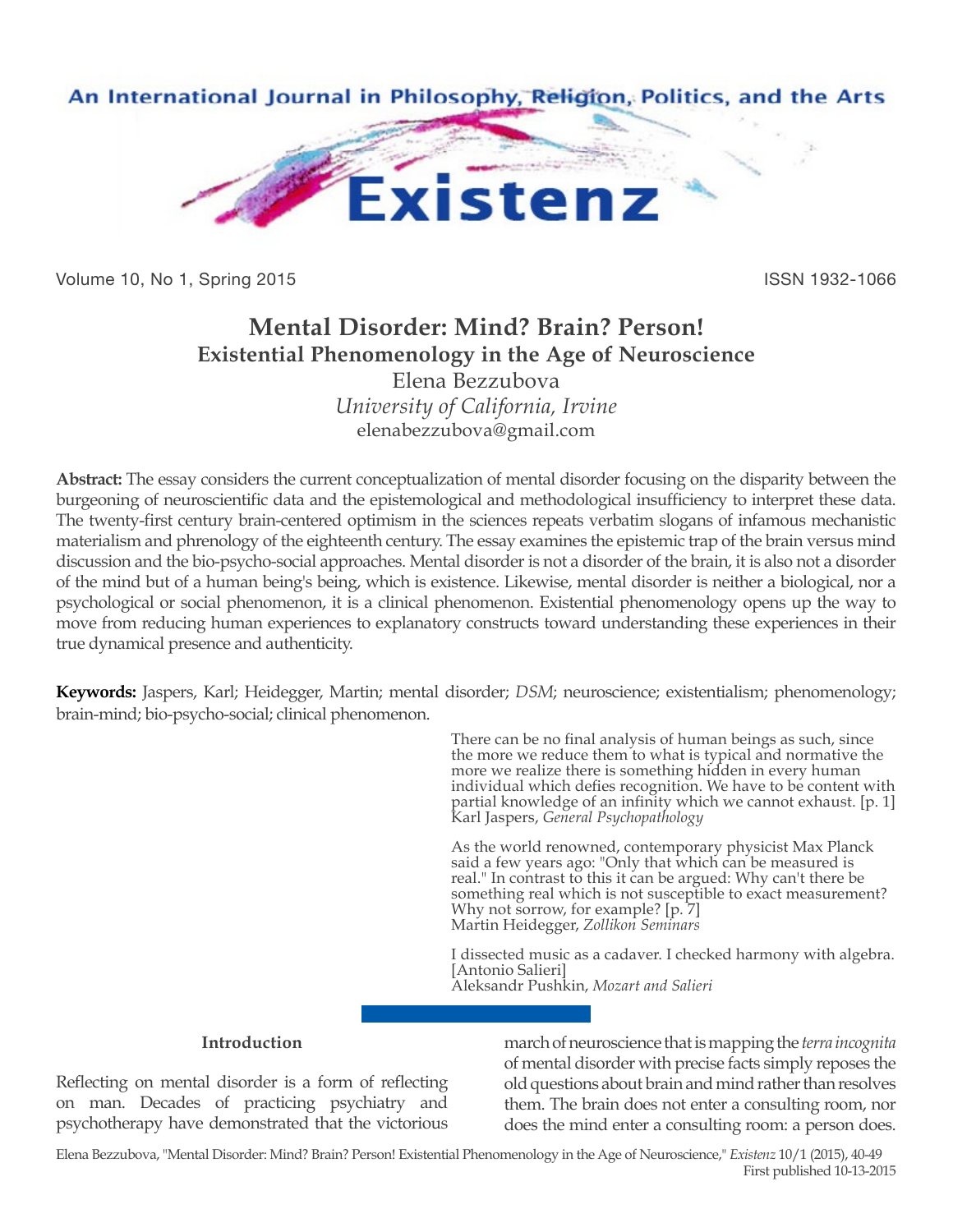# Mental Disorder: Mind? Brain? Person!

## Existential Phenomenology in the Age of Neuroscience

Elena Bezzubova

*University of California, Irvine*

elenabezzubova@gmail.com

**Abstract:** The essay considers the current conceptualization of mental disorder focusing on the disparity between the burgeoning of neuroscientific data and the epistemological and methodological insufficiency to interpret these data. The twenty-first century brain-centered optimism in the sciences repeats verbatim slogans of infamous mechanistic materialism and phrenology of the eighteenth century. The essay examines the epistemic trap of the brain versus mind discussion and the bio-psycho-social approaches. Mental disorder is not a disorder of the brain, it is also not a disorder of the mind but of a human being's being, which is existence. Likewise, mental disorder is neither a biological, nor a psychological or social phenomenon, it is a clinical phenomenon. Existential phenomenology opens up the way to move from reducing human experiences to explanatory constructs toward understanding these experiences in their true dynamical presence and authenticity.

**Keywords:** Jaspers, Karl; Heidegger, Martin; mental disorder; *DSM*; neuroscience; existentialism; phenomenology; brain-mind; bio-psycho-social; clinical phenomenon.

> There can be no final analysis of human beings as such, since the more we reduce them to what is typical and normative the more we realize there is something hidden in every human individual which defies recognition. We have to be content with partial knowledge of an infinity which we cannot exhaust. [p. 1]
> Karl Jaspers, *General Psychopathology*

> As the world renowned, contemporary physicist Max Planck said a few years ago: "Only that which can be measured is real." In contrast to this it can be argued: Why can't there be something real which is not susceptible to exact measurement? Why not sorrow, for example? [p. 7]
> Martin Heidegger, *Zollikon Seminars*

> I dissected music as a cadaver. I checked harmony with algebra. [Antonio Salieri]
> Aleksandr Pushkin, *Mozart and Salieri*

### Introduction

Reflecting on mental disorder is a form of reflecting on man. Decades of practicing psychiatry and psychotherapy have demonstrated that the victorious march of neuroscience that is mapping the *terra incognita* of mental disorder with precise facts simply reposes the old questions about brain and mind rather than resolves them. The brain does not enter a consulting room, nor does the mind enter a consulting room: a person does.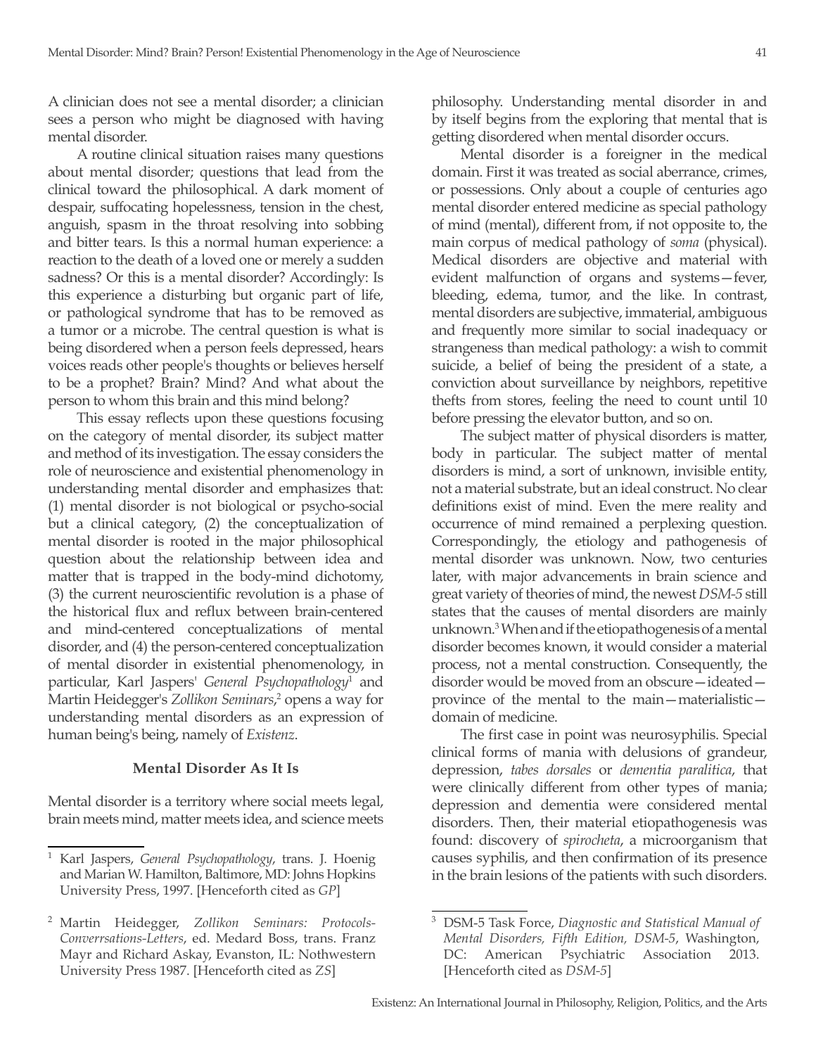A clinician does not see a mental disorder; a clinician sees a person who might be diagnosed with having mental disorder.

A routine clinical situation raises many questions about mental disorder; questions that lead from the clinical toward the philosophical. A dark moment of despair, suffocating hopelessness, tension in the chest, anguish, spasm in the throat resolving into sobbing and bitter tears. Is this a normal human experience: a reaction to the death of a loved one or merely a sudden sadness? Or this is a mental disorder? Accordingly: Is this experience a disturbing but organic part of life, or pathological syndrome that has to be removed as a tumor or a microbe. The central question is what is being disordered when a person feels depressed, hears voices reads other people's thoughts or believes herself to be a prophet? Brain? Mind? And what about the person to whom this brain and this mind belong?

This essay reflects upon these questions focusing on the category of mental disorder, its subject matter and method of its investigation. The essay considers the role of neuroscience and existential phenomenology in understanding mental disorder and emphasizes that: (1) mental disorder is not biological or psycho-social but a clinical category, (2) the conceptualization of mental disorder is rooted in the major philosophical question about the relationship between idea and matter that is trapped in the body-mind dichotomy, (3) the current neuroscientific revolution is a phase of the historical flux and reflux between brain-centered and mind-centered conceptualizations of mental disorder, and (4) the person-centered conceptualization of mental disorder in existential phenomenology, in particular, Karl Jaspers' *General Psychopathology*[1] and Martin Heidegger's *Zollikon Seminars*,[2] opens a way for understanding mental disorders as an expression of human being's being, namely of *Existenz*.

### Mental Disorder As It Is

Mental disorder is a territory where social meets legal, brain meets mind, matter meets idea, and science meets philosophy. Understanding mental disorder in and by itself begins from the exploring that mental that is getting disordered when mental disorder occurs.

Mental disorder is a foreigner in the medical domain. First it was treated as social aberrance, crimes, or possessions. Only about a couple of centuries ago mental disorder entered medicine as special pathology of mind (mental), different from, if not opposite to, the main corpus of medical pathology of *soma* (physical). Medical disorders are objective and material with evident malfunction of organs and systems—fever, bleeding, edema, tumor, and the like. In contrast, mental disorders are subjective, immaterial, ambiguous and frequently more similar to social inadequacy or strangeness than medical pathology: a wish to commit suicide, a belief of being the president of a state, a conviction about surveillance by neighbors, repetitive thefts from stores, feeling the need to count until 10 before pressing the elevator button, and so on.

The subject matter of physical disorders is matter, body in particular. The subject matter of mental disorders is mind, a sort of unknown, invisible entity, not a material substrate, but an ideal construct. No clear definitions exist of mind. Even the mere reality and occurrence of mind remained a perplexing question. Correspondingly, the etiology and pathogenesis of mental disorder was unknown. Now, two centuries later, with major advancements in brain science and great variety of theories of mind, the newest *DSM-5* still states that the causes of mental disorders are mainly unknown.[3] When and if the etiopathogenesis of a mental disorder becomes known, it would consider a material process, not a mental construction. Consequently, the disorder would be moved from an obscure—ideated—province of the mental to the main—materialistic—domain of medicine.

The first case in point was neurosyphilis. Special clinical forms of mania with delusions of grandeur, depression, *tabes dorsales* or *dementia paralitica*, that were clinically different from other types of mania; depression and dementia were considered mental disorders. Then, their material etiopathogenesis was found: discovery of *spirocheta*, a microorganism that causes syphilis, and then confirmation of its presence in the brain lesions of the patients with such disorders.

---

[1] Karl Jaspers, *General Psychopathology*, trans. J. Hoenig and Marian W. Hamilton, Baltimore, MD: Johns Hopkins University Press, 1997. [Henceforth cited as *GP*]

[2] Martin Heidegger, *Zollikon Seminars: Protocols-Converrsations-Letters*, ed. Medard Boss, trans. Franz Mayr and Richard Askay, Evanston, IL: Nothwestern University Press 1987. [Henceforth cited as *ZS*]

[3] DSM-5 Task Force, *Diagnostic and Statistical Manual of Mental Disorders, Fifth Edition, DSM-5*, Washington, DC: American Psychiatric Association 2013. [Henceforth cited as *DSM-5*]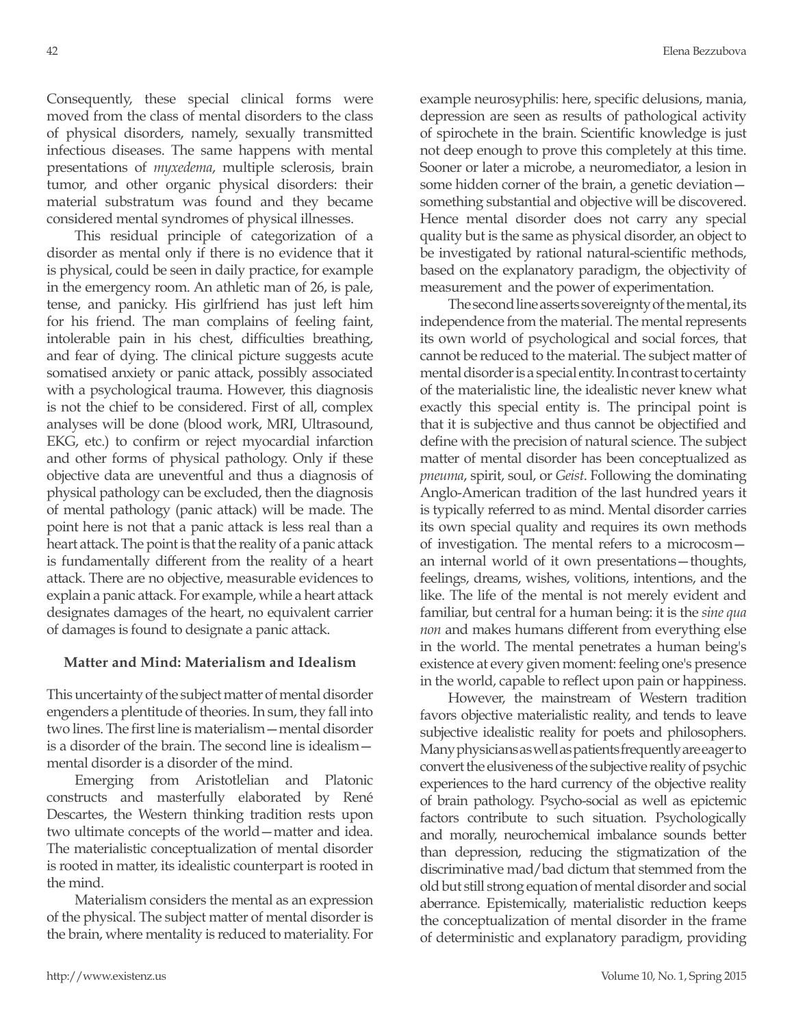Consequently, these special clinical forms were moved from the class of mental disorders to the class of physical disorders, namely, sexually transmitted infectious diseases. The same happens with mental presentations of *myxedema*, multiple sclerosis, brain tumor, and other organic physical disorders: their material substratum was found and they became considered mental syndromes of physical illnesses.

This residual principle of categorization of a disorder as mental only if there is no evidence that it is physical, could be seen in daily practice, for example in the emergency room. An athletic man of 26, is pale, tense, and panicky. His girlfriend has just left him for his friend. The man complains of feeling faint, intolerable pain in his chest, difficulties breathing, and fear of dying. The clinical picture suggests acute somatised anxiety or panic attack, possibly associated with a psychological trauma. However, this diagnosis is not the chief to be considered. First of all, complex analyses will be done (blood work, MRI, Ultrasound, EKG, etc.) to confirm or reject myocardial infarction and other forms of physical pathology. Only if these objective data are uneventful and thus a diagnosis of physical pathology can be excluded, then the diagnosis of mental pathology (panic attack) will be made. The point here is not that a panic attack is less real than a heart attack. The point is that the reality of a panic attack is fundamentally different from the reality of a heart attack. There are no objective, measurable evidences to explain a panic attack. For example, while a heart attack designates damages of the heart, no equivalent carrier of damages is found to designate a panic attack.

## Matter and Mind: Materialism and Idealism

This uncertainty of the subject matter of mental disorder engenders a plentitude of theories. In sum, they fall into two lines. The first line is materialism—mental disorder is a disorder of the brain. The second line is idealism—mental disorder is a disorder of the mind.

Emerging from Aristotlelian and Platonic constructs and masterfully elaborated by René Descartes, the Western thinking tradition rests upon two ultimate concepts of the world—matter and idea. The materialistic conceptualization of mental disorder is rooted in matter, its idealistic counterpart is rooted in the mind.

Materialism considers the mental as an expression of the physical. The subject matter of mental disorder is the brain, where mentality is reduced to materiality. For example neurosyphilis: here, specific delusions, mania, depression are seen as results of pathological activity of spirochete in the brain. Scientific knowledge is just not deep enough to prove this completely at this time. Sooner or later a microbe, a neuromediator, a lesion in some hidden corner of the brain, a genetic deviation—something substantial and objective will be discovered. Hence mental disorder does not carry any special quality but is the same as physical disorder, an object to be investigated by rational natural-scientific methods, based on the explanatory paradigm, the objectivity of measurement and the power of experimentation.

The second line asserts sovereignty of the mental, its independence from the material. The mental represents its own world of psychological and social forces, that cannot be reduced to the material. The subject matter of mental disorder is a special entity. In contrast to certainty of the materialistic line, the idealistic never knew what exactly this special entity is. The principal point is that it is subjective and thus cannot be objectified and define with the precision of natural science. The subject matter of mental disorder has been conceptualized as *pneuma*, spirit, soul, or *Geist*. Following the dominating Anglo-American tradition of the last hundred years it is typically referred to as mind. Mental disorder carries its own special quality and requires its own methods of investigation. The mental refers to a microcosm—an internal world of it own presentations—thoughts, feelings, dreams, wishes, volitions, intentions, and the like. The life of the mental is not merely evident and familiar, but central for a human being: it is the *sine qua non* and makes humans different from everything else in the world. The mental penetrates a human being's existence at every given moment: feeling one's presence in the world, capable to reflect upon pain or happiness.

However, the mainstream of Western tradition favors objective materialistic reality, and tends to leave subjective idealistic reality for poets and philosophers. Many physicians as well as patients frequently are eager to convert the elusiveness of the subjective reality of psychic experiences to the hard currency of the objective reality of brain pathology. Psycho-social as well as epictemic factors contribute to such situation. Psychologically and morally, neurochemical imbalance sounds better than depression, reducing the stigmatization of the discriminative mad/bad dictum that stemmed from the old but still strong equation of mental disorder and social aberrance. Epistemically, materialistic reduction keeps the conceptualization of mental disorder in the frame of deterministic and explanatory paradigm, providing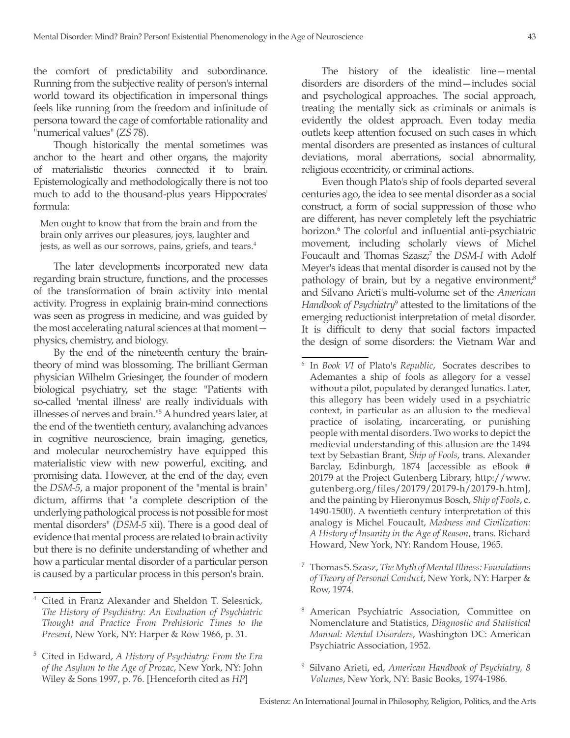the comfort of predictability and subordinance. Running from the subjective reality of person's internal world toward its objectification in impersonal things feels like running from the freedom and infinitude of persona toward the cage of comfortable rationality and "numerical values" (*ZS* 78).

Though historically the mental sometimes was anchor to the heart and other organs, the majority of materialistic theories connected it to brain. Epistemologically and methodologically there is not too much to add to the thousand-plus years Hippocrates' formula:

> Men ought to know that from the brain and from the brain only arrives our pleasures, joys, laughter and jests, as well as our sorrows, pains, griefs, and tears.[4]

The later developments incorporated new data regarding brain structure, functions, and the processes of the transformation of brain activity into mental activity. Progress in explainig brain-mind connections was seen as progress in medicine, and was guided by the most accelerating natural sciences at that moment—physics, chemistry, and biology.

By the end of the nineteenth century the brain-theory of mind was blossoming. The brilliant German physician Wilhelm Griesinger, the founder of modern biological psychiatry, set the stage: "Patients with so-called 'mental illness' are really individuals with illnesses of nerves and brain."[5] A hundred years later, at the end of the twentieth century, avalanching advances in cognitive neuroscience, brain imaging, genetics, and molecular neurochemistry have equipped this materialistic view with new powerful, exciting, and promising data. However, at the end of the day, even the *DSM-5*, a major proponent of the "mental is brain" dictum, affirms that "a complete description of the underlying pathological process is not possible for most mental disorders" (*DSM-5* xii). There is a good deal of evidence that mental process are related to brain activity but there is no definite understanding of whether and how a particular mental disorder of a particular person is caused by a particular process in this person's brain.

The history of the idealistic line—mental disorders are disorders of the mind—includes social and psychological approaches. The social approach, treating the mentally sick as criminals or animals is evidently the oldest approach. Even today media outlets keep attention focused on such cases in which mental disorders are presented as instances of cultural deviations, moral aberrations, social abnormality, religious eccentricity, or criminal actions.

Even though Plato's ship of fools departed several centuries ago, the idea to see mental disorder as a social construct, a form of social suppression of those who are different, has never completely left the psychiatric horizon.[6] The colorful and influential anti-psychiatric movement, including scholarly views of Michel Foucault and Thomas Szasz;[7] the *DSM-I* with Adolf Meyer's ideas that mental disorder is caused not by the pathology of brain, but by a negative environment;[8] and Silvano Arieti's multi-volume set of the *American Handbook of Psychiatry*[9] attested to the limitations of the emerging reductionist interpretation of metal disorder. It is difficult to deny that social factors impacted the design of some disorders: the Vietnam War and

---

[4] Cited in Franz Alexander and Sheldon T. Selesnick, *The History of Psychiatry: An Evaluation of Psychiatric Thought and Practice From Prehistoric Times to the Present*, New York, NY: Harper & Row 1966, p. 31.

[5] Cited in Edward, *A History of Psychiatry: From the Era of the Asylum to the Age of Prozac*, New York, NY: John Wiley & Sons 1997, p. 76. [Henceforth cited as *HP*]

[6] In *Book VI* of Plato's *Republic*, Socrates describes to Ademantes a ship of fools as allegory for a vessel without a pilot, populated by deranged lunatics. Later, this allegory has been widely used in a psychiatric context, in particular as an allusion to the medieval practice of isolating, incarcerating, or punishing people with mental disorders. Two works to depict the medievial understanding of this allusion are the 1494 text by Sebastian Brant, *Ship of Fools*, trans. Alexander Barclay, Edinburgh, 1874 [accessible as eBook # 20179 at the Project Gutenberg Library, http://www.gutenberg.org/files/20179/20179-h/20179-h.htm], and the painting by Hieronymus Bosch, *Ship of Fools*, c. 1490-1500). A twentieth century interpretation of this analogy is Michel Foucault, *Madness and Civilization: A History of Insanity in the Age of Reason*, trans. Richard Howard, New York, NY: Random House, 1965.

[7] Thomas S. Szasz, *The Myth of Mental Illness: Foundations of Theory of Personal Conduct*, New York, NY: Harper & Row, 1974.

[8] American Psychiatric Association, Committee on Nomenclature and Statistics, *Diagnostic and Statistical Manual: Mental Disorders*, Washington DC: American Psychiatric Association, 1952.

[9] Silvano Arieti, ed, *American Handbook of Psychiatry, 8 Volumes*, New York, NY: Basic Books, 1974-1986.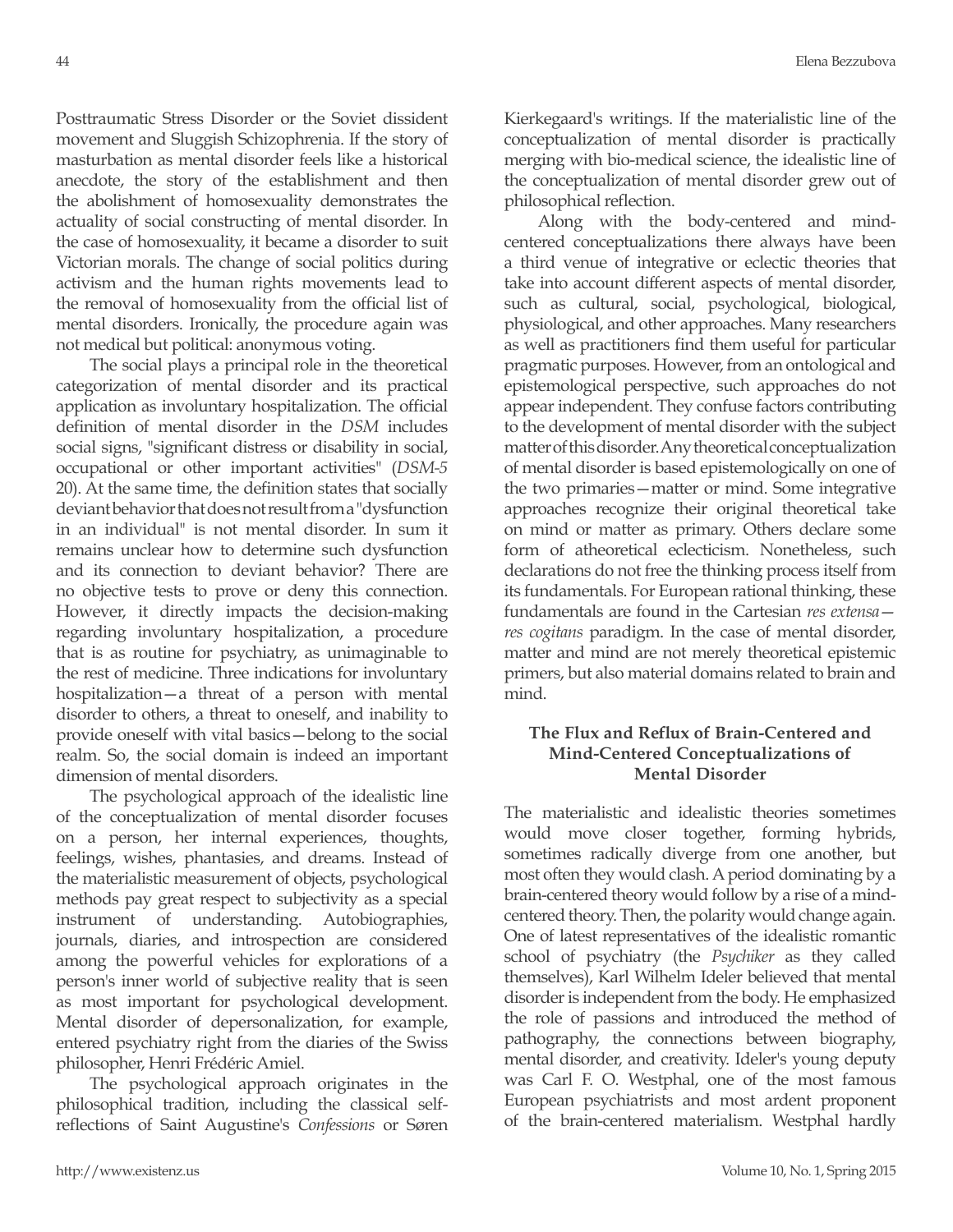Posttraumatic Stress Disorder or the Soviet dissident movement and Sluggish Schizophrenia. If the story of masturbation as mental disorder feels like a historical anecdote, the story of the establishment and then the abolishment of homosexuality demonstrates the actuality of social constructing of mental disorder. In the case of homosexuality, it became a disorder to suit Victorian morals. The change of social politics during activism and the human rights movements lead to the removal of homosexuality from the official list of mental disorders. Ironically, the procedure again was not medical but political: anonymous voting.

The social plays a principal role in the theoretical categorization of mental disorder and its practical application as involuntary hospitalization. The official definition of mental disorder in the *DSM* includes social signs, "significant distress or disability in social, occupational or other important activities" (*DSM-5* 20). At the same time, the definition states that socially deviant behavior that does not result from a "dysfunction in an individual" is not mental disorder. In sum it remains unclear how to determine such dysfunction and its connection to deviant behavior? There are no objective tests to prove or deny this connection. However, it directly impacts the decision-making regarding involuntary hospitalization, a procedure that is as routine for psychiatry, as unimaginable to the rest of medicine. Three indications for involuntary hospitalization—a threat of a person with mental disorder to others, a threat to oneself, and inability to provide oneself with vital basics—belong to the social realm. So, the social domain is indeed an important dimension of mental disorders.

The psychological approach of the idealistic line of the conceptualization of mental disorder focuses on a person, her internal experiences, thoughts, feelings, wishes, phantasies, and dreams. Instead of the materialistic measurement of objects, psychological methods pay great respect to subjectivity as a special instrument of understanding. Autobiographies, journals, diaries, and introspection are considered among the powerful vehicles for explorations of a person's inner world of subjective reality that is seen as most important for psychological development. Mental disorder of depersonalization, for example, entered psychiatry right from the diaries of the Swiss philosopher, Henri Frédéric Amiel.

The psychological approach originates in the philosophical tradition, including the classical self-reflections of Saint Augustine's *Confessions* or Søren Kierkegaard's writings. If the materialistic line of the conceptualization of mental disorder is practically merging with bio-medical science, the idealistic line of the conceptualization of mental disorder grew out of philosophical reflection.

Along with the body-centered and mind-centered conceptualizations there always have been a third venue of integrative or eclectic theories that take into account different aspects of mental disorder, such as cultural, social, psychological, biological, physiological, and other approaches. Many researchers as well as practitioners find them useful for particular pragmatic purposes. However, from an ontological and epistemological perspective, such approaches do not appear independent. They confuse factors contributing to the development of mental disorder with the subject matter of this disorder. Any theoretical conceptualization of mental disorder is based epistemologically on one of the two primaries—matter or mind. Some integrative approaches recognize their original theoretical take on mind or matter as primary. Others declare some form of atheoretical eclecticism. Nonetheless, such declarations do not free the thinking process itself from its fundamentals. For European rational thinking, these fundamentals are found in the Cartesian *res extensa*—*res cogitans* paradigm. In the case of mental disorder, matter and mind are not merely theoretical epistemic primers, but also material domains related to brain and mind.

### The Flux and Reflux of Brain-Centered and Mind-Centered Conceptualizations of Mental Disorder

The materialistic and idealistic theories sometimes would move closer together, forming hybrids, sometimes radically diverge from one another, but most often they would clash. A period dominating by a brain-centered theory would follow by a rise of a mind-centered theory. Then, the polarity would change again. One of latest representatives of the idealistic romantic school of psychiatry (the *Psychiker* as they called themselves), Karl Wilhelm Ideler believed that mental disorder is independent from the body. He emphasized the role of passions and introduced the method of pathography, the connections between biography, mental disorder, and creativity. Ideler's young deputy was Carl F. O. Westphal, one of the most famous European psychiatrists and most ardent proponent of the brain-centered materialism. Westphal hardly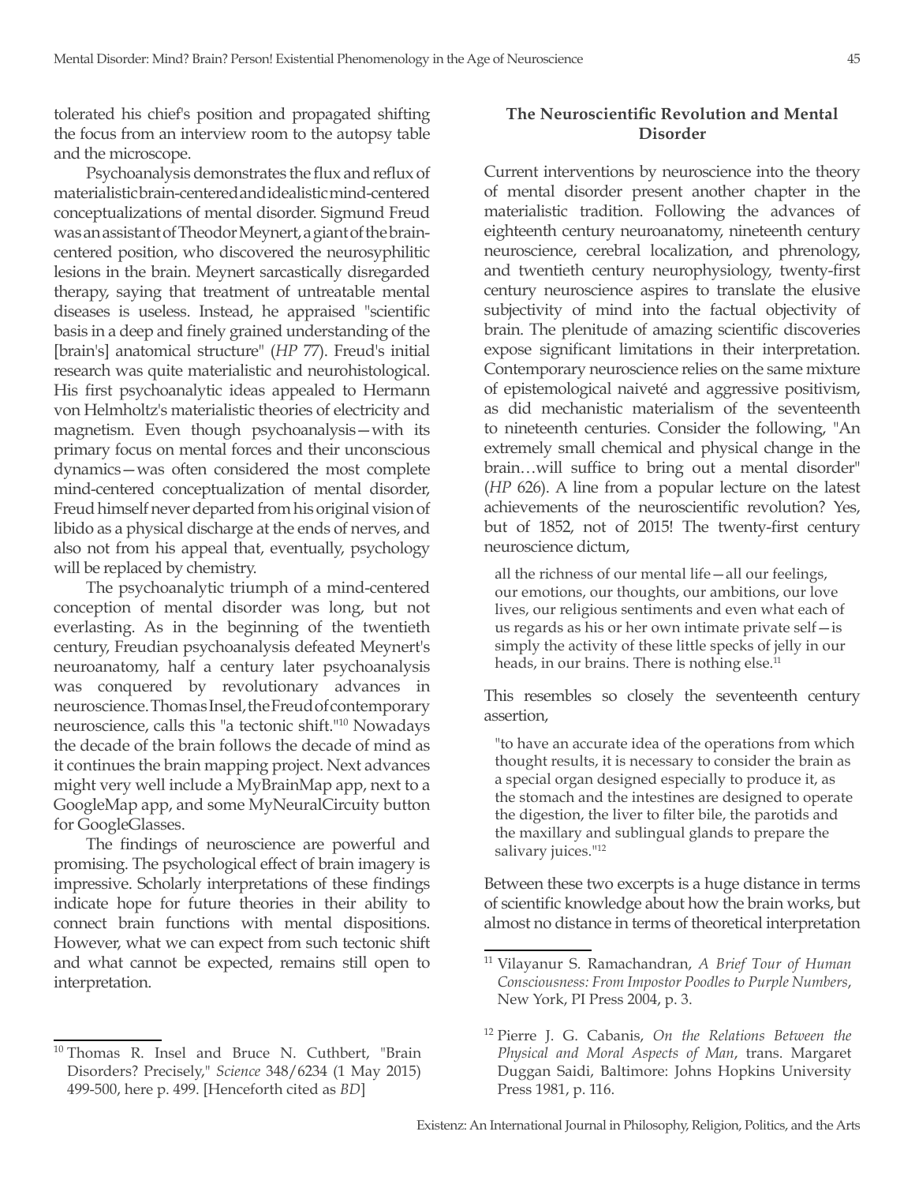tolerated his chief's position and propagated shifting the focus from an interview room to the autopsy table and the microscope.

Psychoanalysis demonstrates the flux and reflux of materialistic brain-centered and idealistic mind-centered conceptualizations of mental disorder. Sigmund Freud was an assistant of Theodor Meynert, a giant of the brain-centered position, who discovered the neurosyphilitic lesions in the brain. Meynert sarcastically disregarded therapy, saying that treatment of untreatable mental diseases is useless. Instead, he appraised "scientific basis in a deep and finely grained understanding of the [brain's] anatomical structure" (*HP* 77). Freud's initial research was quite materialistic and neurohistological. His first psychoanalytic ideas appealed to Hermann von Helmholtz's materialistic theories of electricity and magnetism. Even though psychoanalysis—with its primary focus on mental forces and their unconscious dynamics—was often considered the most complete mind-centered conceptualization of mental disorder, Freud himself never departed from his original vision of libido as a physical discharge at the ends of nerves, and also not from his appeal that, eventually, psychology will be replaced by chemistry.

The psychoanalytic triumph of a mind-centered conception of mental disorder was long, but not everlasting. As in the beginning of the twentieth century, Freudian psychoanalysis defeated Meynert's neuroanatomy, half a century later psychoanalysis was conquered by revolutionary advances in neuroscience. Thomas Insel, the Freud of contemporary neuroscience, calls this "a tectonic shift."[10] Nowadays the decade of the brain follows the decade of mind as it continues the brain mapping project. Next advances might very well include a MyBrainMap app, next to a GoogleMap app, and some MyNeuralCircuity button for GoogleGlasses.

The findings of neuroscience are powerful and promising. The psychological effect of brain imagery is impressive. Scholarly interpretations of these findings indicate hope for future theories in their ability to connect brain functions with mental dispositions. However, what we can expect from such tectonic shift and what cannot be expected, remains still open to interpretation.

## The Neuroscientific Revolution and Mental Disorder

Current interventions by neuroscience into the theory of mental disorder present another chapter in the materialistic tradition. Following the advances of eighteenth century neuroanatomy, nineteenth century neuroscience, cerebral localization, and phrenology, and twentieth century neurophysiology, twenty-first century neuroscience aspires to translate the elusive subjectivity of mind into the factual objectivity of brain. The plenitude of amazing scientific discoveries expose significant limitations in their interpretation. Contemporary neuroscience relies on the same mixture of epistemological naiveté and aggressive positivism, as did mechanistic materialism of the seventeenth to nineteenth centuries. Consider the following, "An extremely small chemical and physical change in the brain…will suffice to bring out a mental disorder" (*HP* 626). A line from a popular lecture on the latest achievements of the neuroscientific revolution? Yes, but of 1852, not of 2015! The twenty-first century neuroscience dictum,

> all the richness of our mental life—all our feelings, our emotions, our thoughts, our ambitions, our love lives, our religious sentiments and even what each of us regards as his or her own intimate private self—is simply the activity of these little specks of jelly in our heads, in our brains. There is nothing else.[11]

This resembles so closely the seventeenth century assertion,

> "to have an accurate idea of the operations from which thought results, it is necessary to consider the brain as a special organ designed especially to produce it, as the stomach and the intestines are designed to operate the digestion, the liver to filter bile, the parotids and the maxillary and sublingual glands to prepare the salivary juices."[12]

Between these two excerpts is a huge distance in terms of scientific knowledge about how the brain works, but almost no distance in terms of theoretical interpretation

---

[10] Thomas R. Insel and Bruce N. Cuthbert, "Brain Disorders? Precisely," *Science* 348/6234 (1 May 2015) 499-500, here p. 499. [Henceforth cited as *BD*]

[11] Vilayanur S. Ramachandran, *A Brief Tour of Human Consciousness: From Impostor Poodles to Purple Numbers*, New York, PI Press 2004, p. 3.

[12] Pierre J. G. Cabanis, *On the Relations Between the Physical and Moral Aspects of Man*, trans. Margaret Duggan Saidi, Baltimore: Johns Hopkins University Press 1981, p. 116.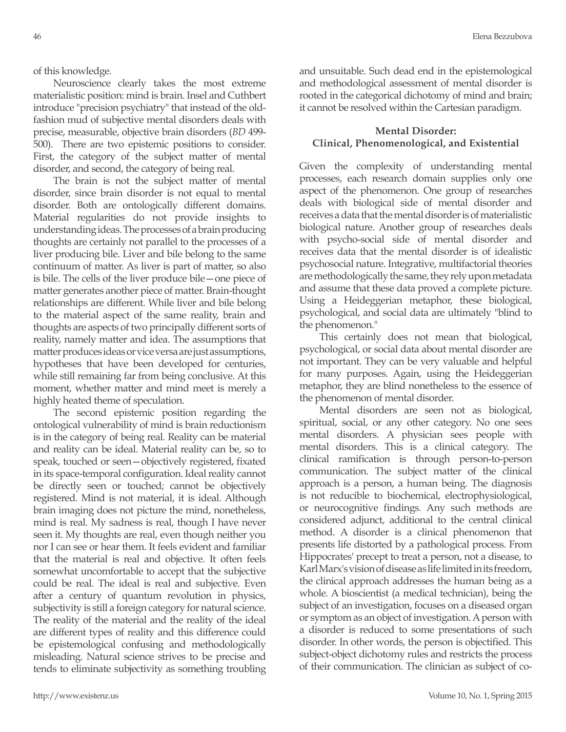of this knowledge.

Neuroscience clearly takes the most extreme materialistic position: mind is brain. Insel and Cuthbert introduce "precision psychiatry" that instead of the old-fashion mud of subjective mental disorders deals with precise, measurable, objective brain disorders (*BD* 499-500). There are two epistemic positions to consider. First, the category of the subject matter of mental disorder, and second, the category of being real.

The brain is not the subject matter of mental disorder, since brain disorder is not equal to mental disorder. Both are ontologically different domains. Material regularities do not provide insights to understanding ideas. The processes of a brain producing thoughts are certainly not parallel to the processes of a liver producing bile. Liver and bile belong to the same continuum of matter. As liver is part of matter, so also is bile. The cells of the liver produce bile—one piece of matter generates another piece of matter. Brain-thought relationships are different. While liver and bile belong to the material aspect of the same reality, brain and thoughts are aspects of two principally different sorts of reality, namely matter and idea. The assumptions that matter produces ideas or vice versa are just assumptions, hypotheses that have been developed for centuries, while still remaining far from being conclusive. At this moment, whether matter and mind meet is merely a highly heated theme of speculation.

The second epistemic position regarding the ontological vulnerability of mind is brain reductionism is in the category of being real. Reality can be material and reality can be ideal. Material reality can be, so to speak, touched or seen—objectively registered, fixated in its space-temporal configuration. Ideal reality cannot be directly seen or touched; cannot be objectively registered. Mind is not material, it is ideal. Although brain imaging does not picture the mind, nonetheless, mind is real. My sadness is real, though I have never seen it. My thoughts are real, even though neither you nor I can see or hear them. It feels evident and familiar that the material is real and objective. It often feels somewhat uncomfortable to accept that the subjective could be real. The ideal is real and subjective. Even after a century of quantum revolution in physics, subjectivity is still a foreign category for natural science. The reality of the material and the reality of the ideal are different types of reality and this difference could be epistemological confusing and methodologically misleading. Natural science strives to be precise and tends to eliminate subjectivity as something troubling and unsuitable. Such dead end in the epistemological and methodological assessment of mental disorder is rooted in the categorical dichotomy of mind and brain; it cannot be resolved within the Cartesian paradigm.

## Mental Disorder: Clinical, Phenomenological, and Existential

Given the complexity of understanding mental processes, each research domain supplies only one aspect of the phenomenon. One group of researches deals with biological side of mental disorder and receives a data that the mental disorder is of materialistic biological nature. Another group of researches deals with psycho-social side of mental disorder and receives data that the mental disorder is of idealistic psychosocial nature. Integrative, multifactorial theories are methodologically the same, they rely upon metadata and assume that these data proved a complete picture. Using a Heideggerian metaphor, these biological, psychological, and social data are ultimately "blind to the phenomenon."

This certainly does not mean that biological, psychological, or social data about mental disorder are not important. They can be very valuable and helpful for many purposes. Again, using the Heideggerian metaphor, they are blind nonetheless to the essence of the phenomenon of mental disorder.

Mental disorders are seen not as biological, spiritual, social, or any other category. No one sees mental disorders. A physician sees people with mental disorders. This is a clinical category. The clinical ramification is through person-to-person communication. The subject matter of the clinical approach is a person, a human being. The diagnosis is not reducible to biochemical, electrophysiological, or neurocognitive findings. Any such methods are considered adjunct, additional to the central clinical method. A disorder is a clinical phenomenon that presents life distorted by a pathological process. From Hippocrates' precept to treat a person, not a disease, to Karl Marx's vision of disease as life limited in its freedom, the clinical approach addresses the human being as a whole. A bioscientist (a medical technician), being the subject of an investigation, focuses on a diseased organ or symptom as an object of investigation. A person with a disorder is reduced to some presentations of such disorder. In other words, the person is objectified. This subject-object dichotomy rules and restricts the process of their communication. The clinician as subject of co-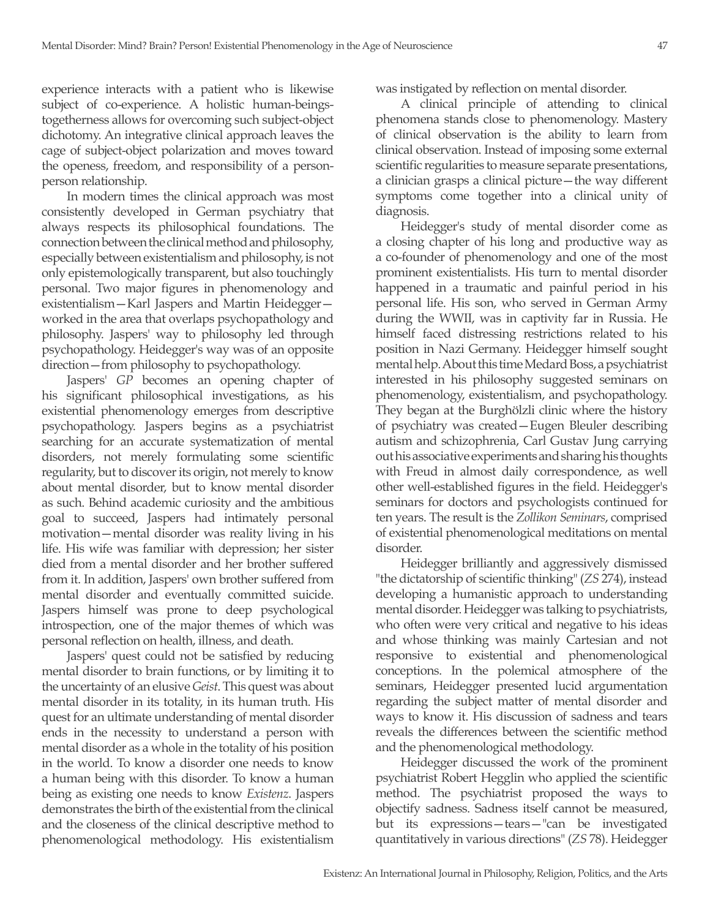experience interacts with a patient who is likewise subject of co-experience. A holistic human-beings-togetherness allows for overcoming such subject-object dichotomy. An integrative clinical approach leaves the cage of subject-object polarization and moves toward the openess, freedom, and responsibility of a person-person relationship.

In modern times the clinical approach was most consistently developed in German psychiatry that always respects its philosophical foundations. The connection between the clinical method and philosophy, especially between existentialism and philosophy, is not only epistemologically transparent, but also touchingly personal. Two major figures in phenomenology and existentialism—Karl Jaspers and Martin Heidegger—worked in the area that overlaps psychopathology and philosophy. Jaspers' way to philosophy led through psychopathology. Heidegger's way was of an opposite direction—from philosophy to psychopathology.

Jaspers' *GP* becomes an opening chapter of his significant philosophical investigations, as his existential phenomenology emerges from descriptive psychopathology. Jaspers begins as a psychiatrist searching for an accurate systematization of mental disorders, not merely formulating some scientific regularity, but to discover its origin, not merely to know about mental disorder, but to know mental disorder as such. Behind academic curiosity and the ambitious goal to succeed, Jaspers had intimately personal motivation—mental disorder was reality living in his life. His wife was familiar with depression; her sister died from a mental disorder and her brother suffered from it. In addition, Jaspers' own brother suffered from mental disorder and eventually committed suicide. Jaspers himself was prone to deep psychological introspection, one of the major themes of which was personal reflection on health, illness, and death.

Jaspers' quest could not be satisfied by reducing mental disorder to brain functions, or by limiting it to the uncertainty of an elusive *Geist*. This quest was about mental disorder in its totality, in its human truth. His quest for an ultimate understanding of mental disorder ends in the necessity to understand a person with mental disorder as a whole in the totality of his position in the world. To know a disorder one needs to know a human being with this disorder. To know a human being as existing one needs to know *Existenz*. Jaspers demonstrates the birth of the existential from the clinical and the closeness of the clinical descriptive method to phenomenological methodology. His existentialism was instigated by reflection on mental disorder.

A clinical principle of attending to clinical phenomena stands close to phenomenology. Mastery of clinical observation is the ability to learn from clinical observation. Instead of imposing some external scientific regularities to measure separate presentations, a clinician grasps a clinical picture—the way different symptoms come together into a clinical unity of diagnosis.

Heidegger's study of mental disorder come as a closing chapter of his long and productive way as a co-founder of phenomenology and one of the most prominent existentialists. His turn to mental disorder happened in a traumatic and painful period in his personal life. His son, who served in German Army during the WWII, was in captivity far in Russia. He himself faced distressing restrictions related to his position in Nazi Germany. Heidegger himself sought mental help. About this time Medard Boss, a psychiatrist interested in his philosophy suggested seminars on phenomenology, existentialism, and psychopathology. They began at the Burghölzli clinic where the history of psychiatry was created—Eugen Bleuler describing autism and schizophrenia, Carl Gustav Jung carrying out his associative experiments and sharing his thoughts with Freud in almost daily correspondence, as well other well-established figures in the field. Heidegger's seminars for doctors and psychologists continued for ten years. The result is the *Zollikon Seminars*, comprised of existential phenomenological meditations on mental disorder.

Heidegger brilliantly and aggressively dismissed "the dictatorship of scientific thinking" (*ZS* 274), instead developing a humanistic approach to understanding mental disorder. Heidegger was talking to psychiatrists, who often were very critical and negative to his ideas and whose thinking was mainly Cartesian and not responsive to existential and phenomenological conceptions. In the polemical atmosphere of the seminars, Heidegger presented lucid argumentation regarding the subject matter of mental disorder and ways to know it. His discussion of sadness and tears reveals the differences between the scientific method and the phenomenological methodology.

Heidegger discussed the work of the prominent psychiatrist Robert Hegglin who applied the scientific method. The psychiatrist proposed the ways to objectify sadness. Sadness itself cannot be measured, but its expressions—tears—"can be investigated quantitatively in various directions" (*ZS* 78). Heidegger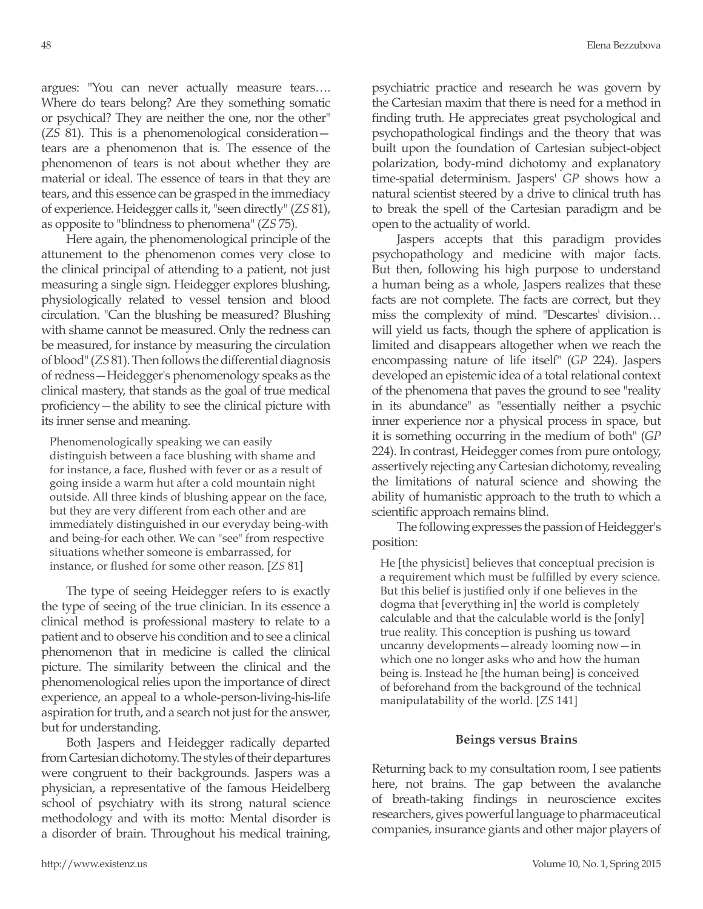argues: "You can never actually measure tears…. Where do tears belong? Are they something somatic or psychical? They are neither the one, nor the other" (*ZS* 81). This is a phenomenological consideration—tears are a phenomenon that is. The essence of the phenomenon of tears is not about whether they are material or ideal. The essence of tears in that they are tears, and this essence can be grasped in the immediacy of experience. Heidegger calls it, "seen directly" (*ZS* 81), as opposite to "blindness to phenomena" (*ZS* 75).

Here again, the phenomenological principle of the attunement to the phenomenon comes very close to the clinical principal of attending to a patient, not just measuring a single sign. Heidegger explores blushing, physiologically related to vessel tension and blood circulation. "Can the blushing be measured? Blushing with shame cannot be measured. Only the redness can be measured, for instance by measuring the circulation of blood" (*ZS* 81). Then follows the differential diagnosis of redness—Heidegger's phenomenology speaks as the clinical mastery, that stands as the goal of true medical proficiency—the ability to see the clinical picture with its inner sense and meaning.

> Phenomenologically speaking we can easily distinguish between a face blushing with shame and for instance, a face, flushed with fever or as a result of going inside a warm hut after a cold mountain night outside. All three kinds of blushing appear on the face, but they are very different from each other and are immediately distinguished in our everyday being-with and being-for each other. We can "see" from respective situations whether someone is embarrassed, for instance, or flushed for some other reason. [*ZS* 81]

The type of seeing Heidegger refers to is exactly the type of seeing of the true clinician. In its essence a clinical method is professional mastery to relate to a patient and to observe his condition and to see a clinical phenomenon that in medicine is called the clinical picture. The similarity between the clinical and the phenomenological relies upon the importance of direct experience, an appeal to a whole-person-living-his-life aspiration for truth, and a search not just for the answer, but for understanding.

Both Jaspers and Heidegger radically departed from Cartesian dichotomy. The styles of their departures were congruent to their backgrounds. Jaspers was a physician, a representative of the famous Heidelberg school of psychiatry with its strong natural science methodology and with its motto: Mental disorder is a disorder of brain. Throughout his medical training, psychiatric practice and research he was govern by the Cartesian maxim that there is need for a method in finding truth. He appreciates great psychological and psychopathological findings and the theory that was built upon the foundation of Cartesian subject-object polarization, body-mind dichotomy and explanatory time-spatial determinism. Jaspers' *GP* shows how a natural scientist steered by a drive to clinical truth has to break the spell of the Cartesian paradigm and be open to the actuality of world.

Jaspers accepts that this paradigm provides psychopathology and medicine with major facts. But then, following his high purpose to understand a human being as a whole, Jaspers realizes that these facts are not complete. The facts are correct, but they miss the complexity of mind. "Descartes' division… will yield us facts, though the sphere of application is limited and disappears altogether when we reach the encompassing nature of life itself" (*GP* 224). Jaspers developed an epistemic idea of a total relational context of the phenomena that paves the ground to see "reality in its abundance" as "essentially neither a psychic inner experience nor a physical process in space, but it is something occurring in the medium of both" (*GP* 224). In contrast, Heidegger comes from pure ontology, assertively rejecting any Cartesian dichotomy, revealing the limitations of natural science and showing the ability of humanistic approach to the truth to which a scientific approach remains blind.

The following expresses the passion of Heidegger's position:

> He [the physicist] believes that conceptual precision is a requirement which must be fulfilled by every science. But this belief is justified only if one believes in the dogma that [everything in] the world is completely calculable and that the calculable world is the [only] true reality. This conception is pushing us toward uncanny developments—already looming now—in which one no longer asks who and how the human being is. Instead he [the human being] is conceived of beforehand from the background of the technical manipulatability of the world. [*ZS* 141]

## Beings versus Brains

Returning back to my consultation room, I see patients here, not brains. The gap between the avalanche of breath-taking findings in neuroscience excites researchers, gives powerful language to pharmaceutical companies, insurance giants and other major players of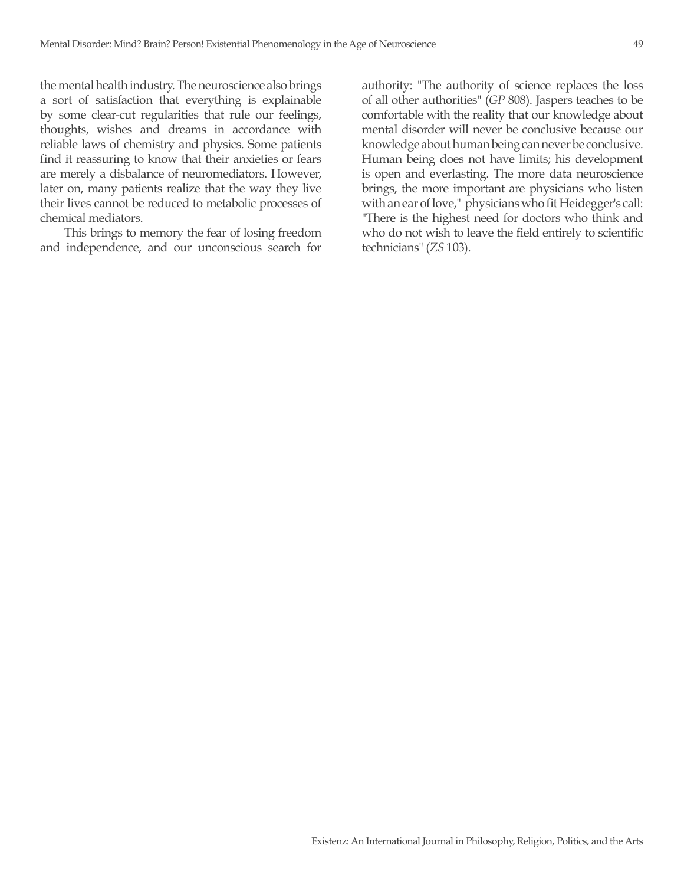the mental health industry. The neuroscience also brings a sort of satisfaction that everything is explainable by some clear-cut regularities that rule our feelings, thoughts, wishes and dreams in accordance with reliable laws of chemistry and physics. Some patients find it reassuring to know that their anxieties or fears are merely a disbalance of neuromediators. However, later on, many patients realize that the way they live their lives cannot be reduced to metabolic processes of chemical mediators.

This brings to memory the fear of losing freedom and independence, and our unconscious search for authority: "The authority of science replaces the loss of all other authorities" (*GP* 808). Jaspers teaches to be comfortable with the reality that our knowledge about mental disorder will never be conclusive because our knowledge about human being can never be conclusive. Human being does not have limits; his development is open and everlasting. The more data neuroscience brings, the more important are physicians who listen with an ear of love," physicians who fit Heidegger's call: "There is the highest need for doctors who think and who do not wish to leave the field entirely to scientific technicians" (*ZS* 103).